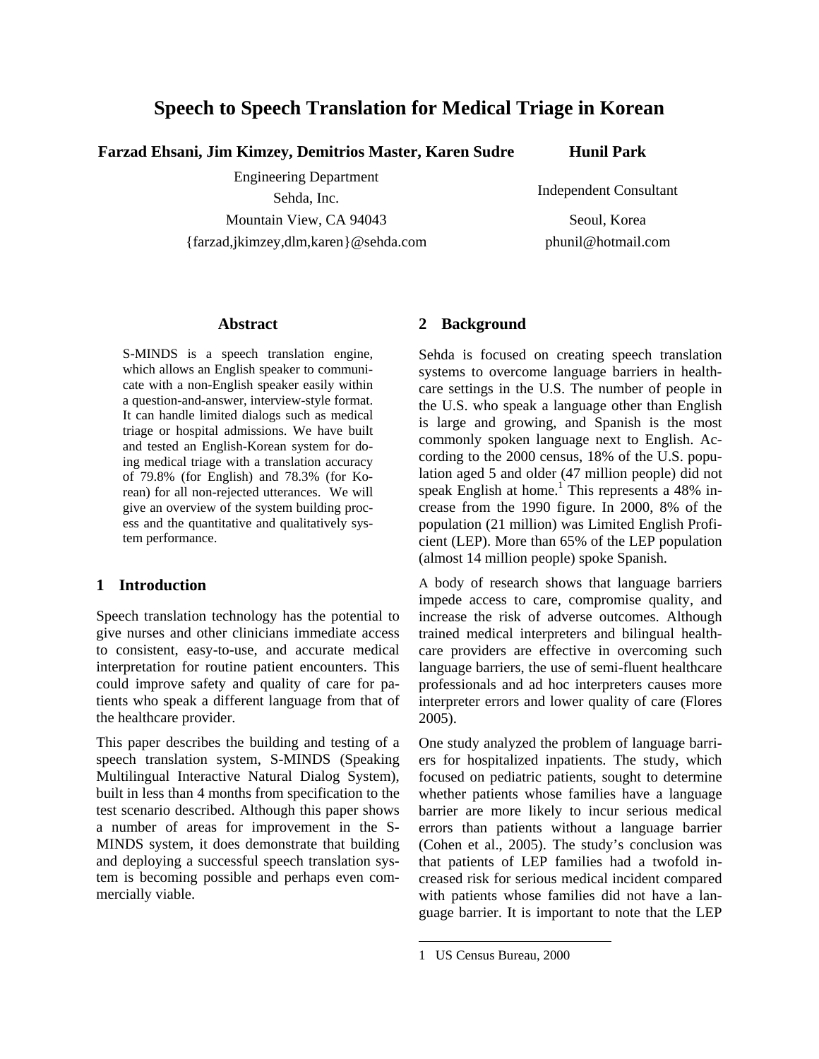# Speech to Speech Translation for Medical Triage in Korean

**Farzad Ehsani, Jim Kimzey, Demitrios Master, Karen Sudre**

Engineering Department
Sehda, Inc.
Mountain View, CA 94043
{farzad,jkimzey,dlm,karen}@sehda.com

**Hunil Park**

Independent Consultant
Seoul, Korea
phunil@hotmail.com

## Abstract

S-MINDS is a speech translation engine, which allows an English speaker to communicate with a non-English speaker easily within a question-and-answer, interview-style format. It can handle limited dialogs such as medical triage or hospital admissions. We have built and tested an English-Korean system for doing medical triage with a translation accuracy of 79.8% (for English) and 78.3% (for Korean) for all non-rejected utterances. We will give an overview of the system building process and the quantitative and qualitatively system performance.

## 1 Introduction

Speech translation technology has the potential to give nurses and other clinicians immediate access to consistent, easy-to-use, and accurate medical interpretation for routine patient encounters. This could improve safety and quality of care for patients who speak a different language from that of the healthcare provider.

This paper describes the building and testing of a speech translation system, S-MINDS (Speaking Multilingual Interactive Natural Dialog System), built in less than 4 months from specification to the test scenario described. Although this paper shows a number of areas for improvement in the S-MINDS system, it does demonstrate that building and deploying a successful speech translation system is becoming possible and perhaps even commercially viable.

## 2 Background

Sehda is focused on creating speech translation systems to overcome language barriers in healthcare settings in the U.S. The number of people in the U.S. who speak a language other than English is large and growing, and Spanish is the most commonly spoken language next to English. According to the 2000 census, 18% of the U.S. population aged 5 and older (47 million people) did not speak English at home.[1] This represents a 48% increase from the 1990 figure. In 2000, 8% of the population (21 million) was Limited English Proficient (LEP). More than 65% of the LEP population (almost 14 million people) spoke Spanish.

A body of research shows that language barriers impede access to care, compromise quality, and increase the risk of adverse outcomes. Although trained medical interpreters and bilingual healthcare providers are effective in overcoming such language barriers, the use of semi-fluent healthcare professionals and ad hoc interpreters causes more interpreter errors and lower quality of care (Flores 2005).

One study analyzed the problem of language barriers for hospitalized inpatients. The study, which focused on pediatric patients, sought to determine whether patients whose families have a language barrier are more likely to incur serious medical errors than patients without a language barrier (Cohen et al., 2005). The study's conclusion was that patients of LEP families had a twofold increased risk for serious medical incident compared with patients whose families did not have a language barrier. It is important to note that the LEP

1 US Census Bureau, 2000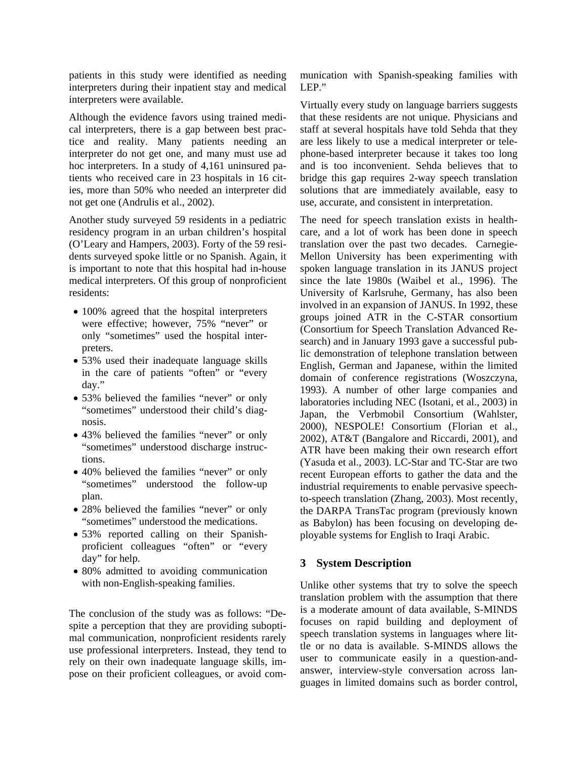patients in this study were identified as needing interpreters during their inpatient stay and medical interpreters were available.

Although the evidence favors using trained medical interpreters, there is a gap between best practice and reality. Many patients needing an interpreter do not get one, and many must use ad hoc interpreters. In a study of 4,161 uninsured patients who received care in 23 hospitals in 16 cities, more than 50% who needed an interpreter did not get one (Andrulis et al., 2002).

Another study surveyed 59 residents in a pediatric residency program in an urban children's hospital (O'Leary and Hampers, 2003). Forty of the 59 residents surveyed spoke little or no Spanish. Again, it is important to note that this hospital had in-house medical interpreters. Of this group of nonproficient residents:

- 100% agreed that the hospital interpreters were effective; however, 75% "never" or only "sometimes" used the hospital interpreters.
- 53% used their inadequate language skills in the care of patients "often" or "every day."
- 53% believed the families "never" or only "sometimes" understood their child's diagnosis.
- 43% believed the families "never" or only "sometimes" understood discharge instructions.
- 40% believed the families "never" or only "sometimes" understood the follow-up plan.
- 28% believed the families "never" or only "sometimes" understood the medications.
- 53% reported calling on their Spanish-proficient colleagues "often" or "every day" for help.
- 80% admitted to avoiding communication with non-English-speaking families.

The conclusion of the study was as follows: "Despite a perception that they are providing suboptimal communication, nonproficient residents rarely use professional interpreters. Instead, they tend to rely on their own inadequate language skills, impose on their proficient colleagues, or avoid communication with Spanish-speaking families with LEP."

Virtually every study on language barriers suggests that these residents are not unique. Physicians and staff at several hospitals have told Sehda that they are less likely to use a medical interpreter or telephone-based interpreter because it takes too long and is too inconvenient. Sehda believes that to bridge this gap requires 2-way speech translation solutions that are immediately available, easy to use, accurate, and consistent in interpretation.

The need for speech translation exists in healthcare, and a lot of work has been done in speech translation over the past two decades. Carnegie-Mellon University has been experimenting with spoken language translation in its JANUS project since the late 1980s (Waibel et al., 1996). The University of Karlsruhe, Germany, has also been involved in an expansion of JANUS. In 1992, these groups joined ATR in the C-STAR consortium (Consortium for Speech Translation Advanced Research) and in January 1993 gave a successful public demonstration of telephone translation between English, German and Japanese, within the limited domain of conference registrations (Woszczyna, 1993). A number of other large companies and laboratories including NEC (Isotani, et al., 2003) in Japan, the Verbmobil Consortium (Wahlster, 2000), NESPOLE! Consortium (Florian et al., 2002), AT&T (Bangalore and Riccardi, 2001), and ATR have been making their own research effort (Yasuda et al., 2003). LC-Star and TC-Star are two recent European efforts to gather the data and the industrial requirements to enable pervasive speech-to-speech translation (Zhang, 2003). Most recently, the DARPA TransTac program (previously known as Babylon) has been focusing on developing deployable systems for English to Iraqi Arabic.

## 3 System Description

Unlike other systems that try to solve the speech translation problem with the assumption that there is a moderate amount of data available, S-MINDS focuses on rapid building and deployment of speech translation systems in languages where little or no data is available. S-MINDS allows the user to communicate easily in a question-and-answer, interview-style conversation across languages in limited domains such as border control,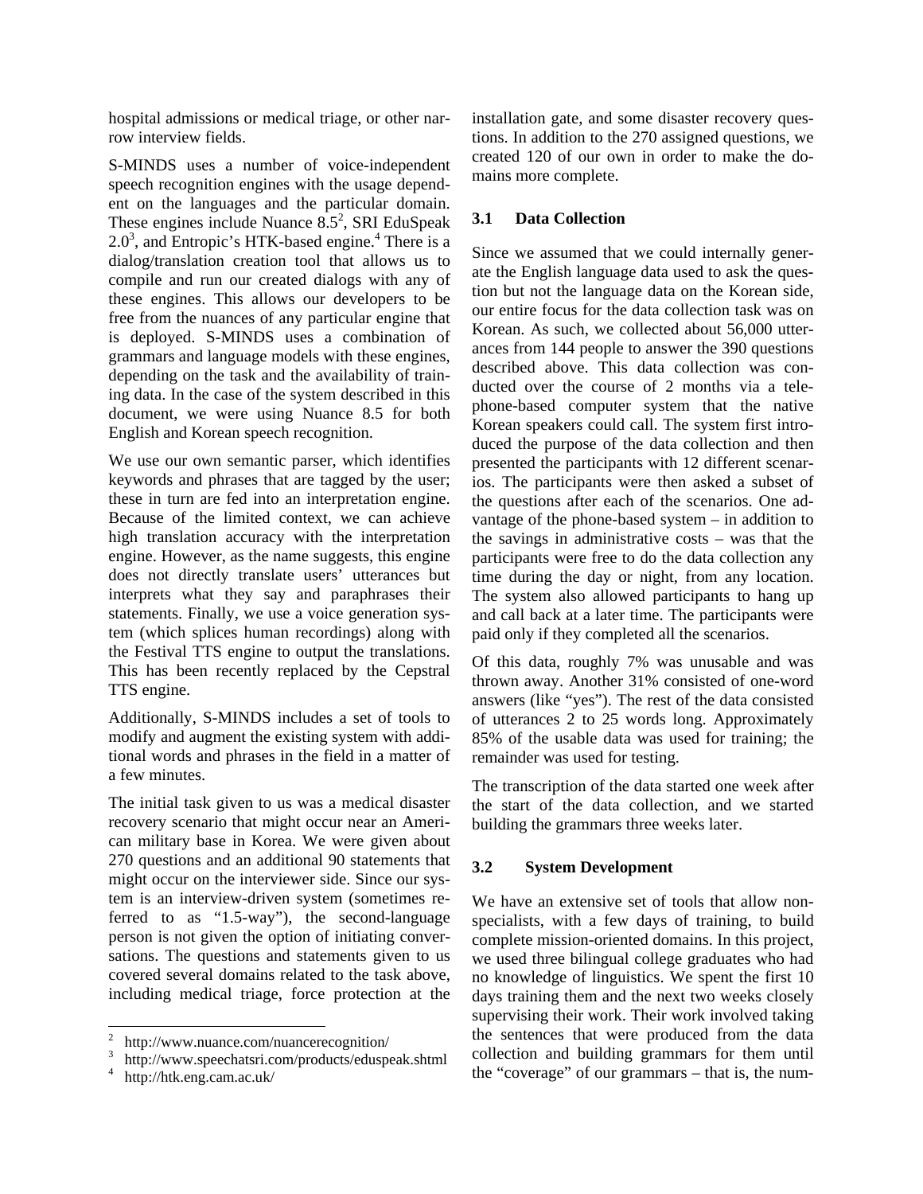hospital admissions or medical triage, or other narrow interview fields.

S-MINDS uses a number of voice-independent speech recognition engines with the usage dependent on the languages and the particular domain. These engines include Nuance 8.5[2], SRI EduSpeak 2.0[3], and Entropic's HTK-based engine.[4] There is a dialog/translation creation tool that allows us to compile and run our created dialogs with any of these engines. This allows our developers to be free from the nuances of any particular engine that is deployed. S-MINDS uses a combination of grammars and language models with these engines, depending on the task and the availability of training data. In the case of the system described in this document, we were using Nuance 8.5 for both English and Korean speech recognition.

We use our own semantic parser, which identifies keywords and phrases that are tagged by the user; these in turn are fed into an interpretation engine. Because of the limited context, we can achieve high translation accuracy with the interpretation engine. However, as the name suggests, this engine does not directly translate users' utterances but interprets what they say and paraphrases their statements. Finally, we use a voice generation system (which splices human recordings) along with the Festival TTS engine to output the translations. This has been recently replaced by the Cepstral TTS engine.

Additionally, S-MINDS includes a set of tools to modify and augment the existing system with additional words and phrases in the field in a matter of a few minutes.

The initial task given to us was a medical disaster recovery scenario that might occur near an American military base in Korea. We were given about 270 questions and an additional 90 statements that might occur on the interviewer side. Since our system is an interview-driven system (sometimes referred to as "1.5-way"), the second-language person is not given the option of initiating conversations. The questions and statements given to us covered several domains related to the task above, including medical triage, force protection at the installation gate, and some disaster recovery questions. In addition to the 270 assigned questions, we created 120 of our own in order to make the domains more complete.

### 3.1 Data Collection

Since we assumed that we could internally generate the English language data used to ask the question but not the language data on the Korean side, our entire focus for the data collection task was on Korean. As such, we collected about 56,000 utterances from 144 people to answer the 390 questions described above. This data collection was conducted over the course of 2 months via a telephone-based computer system that the native Korean speakers could call. The system first introduced the purpose of the data collection and then presented the participants with 12 different scenarios. The participants were then asked a subset of the questions after each of the scenarios. One advantage of the phone-based system – in addition to the savings in administrative costs – was that the participants were free to do the data collection any time during the day or night, from any location. The system also allowed participants to hang up and call back at a later time. The participants were paid only if they completed all the scenarios.

Of this data, roughly 7% was unusable and was thrown away. Another 31% consisted of one-word answers (like "yes"). The rest of the data consisted of utterances 2 to 25 words long. Approximately 85% of the usable data was used for training; the remainder was used for testing.

The transcription of the data started one week after the start of the data collection, and we started building the grammars three weeks later.

### 3.2 System Development

We have an extensive set of tools that allow non-specialists, with a few days of training, to build complete mission-oriented domains. In this project, we used three bilingual college graduates who had no knowledge of linguistics. We spent the first 10 days training them and the next two weeks closely supervising their work. Their work involved taking the sentences that were produced from the data collection and building grammars for them until the "coverage" of our grammars – that is, the num-

---

[2] http://www.nuance.com/nuancerecognition/

[3] http://www.speechatsri.com/products/eduspeak.shtml

[4] http://htk.eng.cam.ac.uk/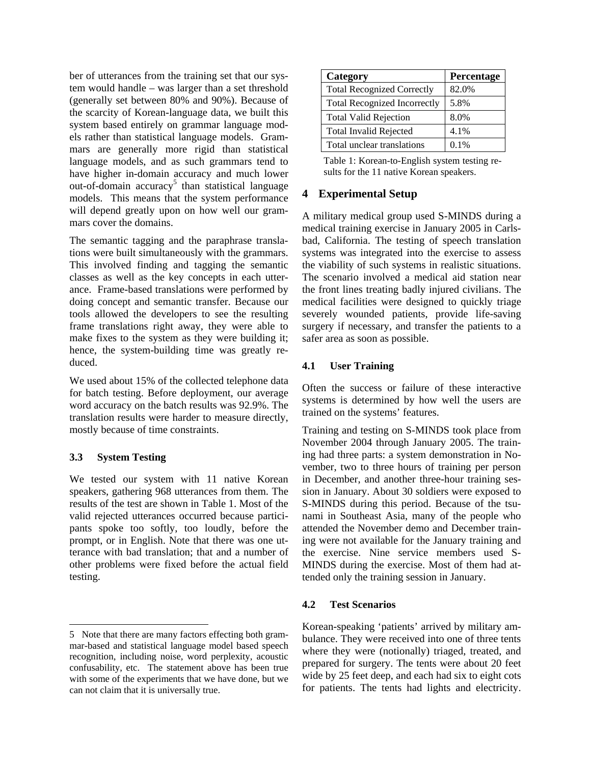ber of utterances from the training set that our system would handle – was larger than a set threshold (generally set between 80% and 90%). Because of the scarcity of Korean-language data, we built this system based entirely on grammar language models rather than statistical language models. Grammars are generally more rigid than statistical language models, and as such grammars tend to have higher in-domain accuracy and much lower out-of-domain accuracy[5] than statistical language models. This means that the system performance will depend greatly upon on how well our grammars cover the domains.

The semantic tagging and the paraphrase translations were built simultaneously with the grammars. This involved finding and tagging the semantic classes as well as the key concepts in each utterance. Frame-based translations were performed by doing concept and semantic transfer. Because our tools allowed the developers to see the resulting frame translations right away, they were able to make fixes to the system as they were building it; hence, the system-building time was greatly reduced.

We used about 15% of the collected telephone data for batch testing. Before deployment, our average word accuracy on the batch results was 92.9%. The translation results were harder to measure directly, mostly because of time constraints.

### 3.3 System Testing

We tested our system with 11 native Korean speakers, gathering 968 utterances from them. The results of the test are shown in Table 1. Most of the valid rejected utterances occurred because participants spoke too softly, too loudly, before the prompt, or in English. Note that there was one utterance with bad translation; that and a number of other problems were fixed before the actual field testing.

| Category | Percentage |
|---|---|
| Total Recognized Correctly | 82.0% |
| Total Recognized Incorrectly | 5.8% |
| Total Valid Rejection | 8.0% |
| Total Invalid Rejected | 4.1% |
| Total unclear translations | 0.1% |

Table 1: Korean-to-English system testing results for the 11 native Korean speakers.

## 4 Experimental Setup

A military medical group used S-MINDS during a medical training exercise in January 2005 in Carlsbad, California. The testing of speech translation systems was integrated into the exercise to assess the viability of such systems in realistic situations. The scenario involved a medical aid station near the front lines treating badly injured civilians. The medical facilities were designed to quickly triage severely wounded patients, provide life-saving surgery if necessary, and transfer the patients to a safer area as soon as possible.

### 4.1 User Training

Often the success or failure of these interactive systems is determined by how well the users are trained on the systems' features.

Training and testing on S-MINDS took place from November 2004 through January 2005. The training had three parts: a system demonstration in November, two to three hours of training per person in December, and another three-hour training session in January. About 30 soldiers were exposed to S-MINDS during this period. Because of the tsunami in Southeast Asia, many of the people who attended the November demo and December training were not available for the January training and the exercise. Nine service members used S-MINDS during the exercise. Most of them had attended only the training session in January.

### 4.2 Test Scenarios

Korean-speaking 'patients' arrived by military ambulance. They were received into one of three tents where they were (notionally) triaged, treated, and prepared for surgery. The tents were about 20 feet wide by 25 feet deep, and each had six to eight cots for patients. The tents had lights and electricity.

---

5 Note that there are many factors effecting both grammar-based and statistical language model based speech recognition, including noise, word perplexity, acoustic confusability, etc. The statement above has been true with some of the experiments that we have done, but we can not claim that it is universally true.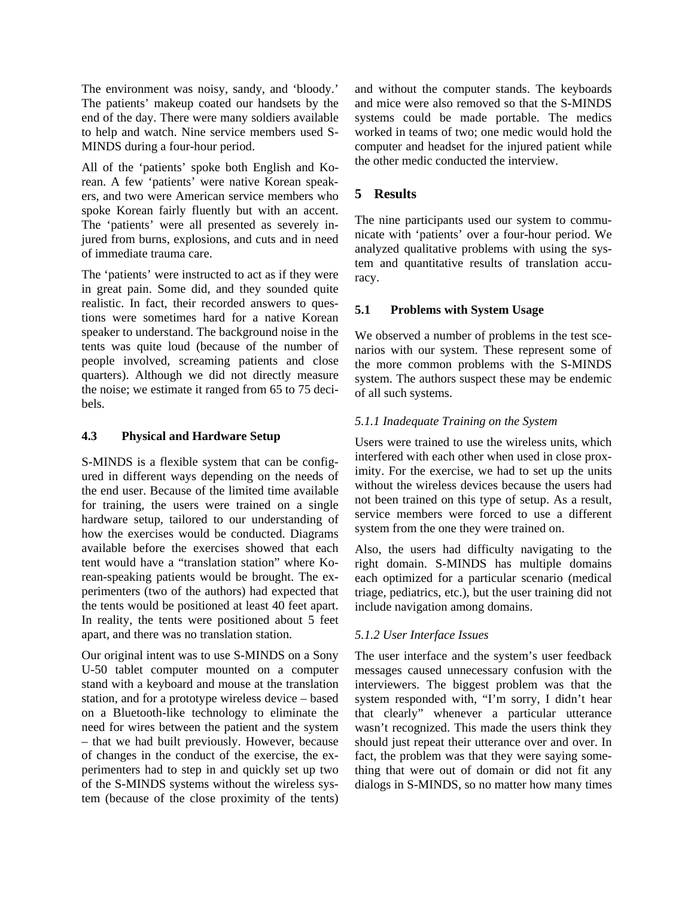The environment was noisy, sandy, and 'bloody.' The patients' makeup coated our handsets by the end of the day. There were many soldiers available to help and watch. Nine service members used S-MINDS during a four-hour period.

All of the 'patients' spoke both English and Korean. A few 'patients' were native Korean speakers, and two were American service members who spoke Korean fairly fluently but with an accent. The 'patients' were all presented as severely injured from burns, explosions, and cuts and in need of immediate trauma care.

The 'patients' were instructed to act as if they were in great pain. Some did, and they sounded quite realistic. In fact, their recorded answers to questions were sometimes hard for a native Korean speaker to understand. The background noise in the tents was quite loud (because of the number of people involved, screaming patients and close quarters). Although we did not directly measure the noise; we estimate it ranged from 65 to 75 decibels.

### 4.3 Physical and Hardware Setup

S-MINDS is a flexible system that can be configured in different ways depending on the needs of the end user. Because of the limited time available for training, the users were trained on a single hardware setup, tailored to our understanding of how the exercises would be conducted. Diagrams available before the exercises showed that each tent would have a "translation station" where Korean-speaking patients would be brought. The experimenters (two of the authors) had expected that the tents would be positioned at least 40 feet apart. In reality, the tents were positioned about 5 feet apart, and there was no translation station.

Our original intent was to use S-MINDS on a Sony U-50 tablet computer mounted on a computer stand with a keyboard and mouse at the translation station, and for a prototype wireless device – based on a Bluetooth-like technology to eliminate the need for wires between the patient and the system – that we had built previously. However, because of changes in the conduct of the exercise, the experimenters had to step in and quickly set up two of the S-MINDS systems without the wireless system (because of the close proximity of the tents) and without the computer stands. The keyboards and mice were also removed so that the S-MINDS systems could be made portable. The medics worked in teams of two; one medic would hold the computer and headset for the injured patient while the other medic conducted the interview.

## 5 Results

The nine participants used our system to communicate with 'patients' over a four-hour period. We analyzed qualitative problems with using the system and quantitative results of translation accuracy.

### 5.1 Problems with System Usage

We observed a number of problems in the test scenarios with our system. These represent some of the more common problems with the S-MINDS system. The authors suspect these may be endemic of all such systems.

#### *5.1.1 Inadequate Training on the System*

Users were trained to use the wireless units, which interfered with each other when used in close proximity. For the exercise, we had to set up the units without the wireless devices because the users had not been trained on this type of setup. As a result, service members were forced to use a different system from the one they were trained on.

Also, the users had difficulty navigating to the right domain. S-MINDS has multiple domains each optimized for a particular scenario (medical triage, pediatrics, etc.), but the user training did not include navigation among domains.

#### *5.1.2 User Interface Issues*

The user interface and the system's user feedback messages caused unnecessary confusion with the interviewers. The biggest problem was that the system responded with, "I'm sorry, I didn't hear that clearly" whenever a particular utterance wasn't recognized. This made the users think they should just repeat their utterance over and over. In fact, the problem was that they were saying something that were out of domain or did not fit any dialogs in S-MINDS, so no matter how many times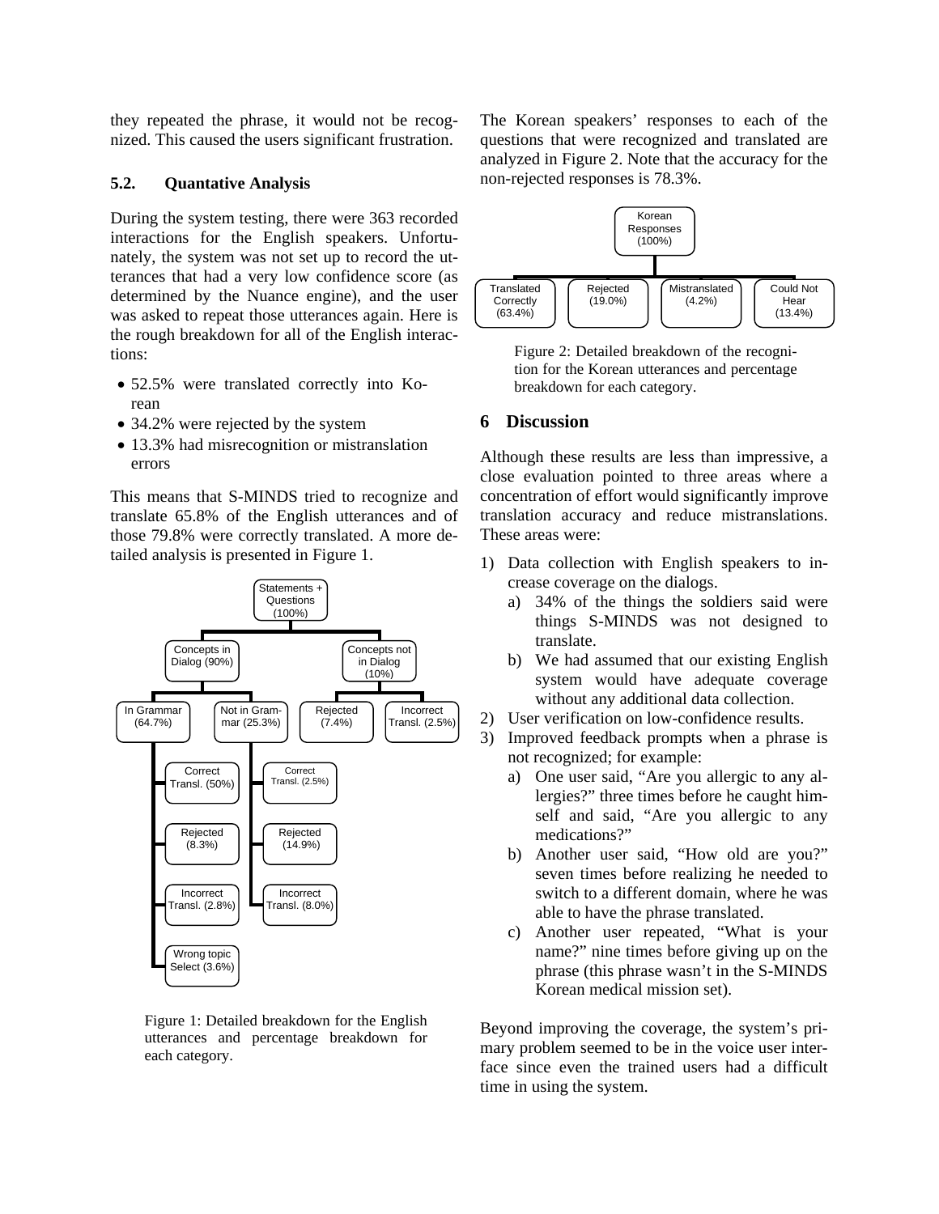they repeated the phrase, it would not be recognized. This caused the users significant frustration.

### 5.2. Quantative Analysis

During the system testing, there were 363 recorded interactions for the English speakers. Unfortunately, the system was not set up to record the utterances that had a very low confidence score (as determined by the Nuance engine), and the user was asked to repeat those utterances again. Here is the rough breakdown for all of the English interactions:

- 52.5% were translated correctly into Korean
- 34.2% were rejected by the system
- 13.3% had misrecognition or mistranslation errors

This means that S-MINDS tried to recognize and translate 65.8% of the English utterances and of those 79.8% were correctly translated. A more detailed analysis is presented in Figure 1.

- Statements + Questions (100%)
  - Concepts in Dialog (90%)
    - In Grammar (64.7%)
      - Correct Transl. (50%)
      - Rejected (8.3%)
      - Incorrect Transl. (2.8%)
      - Wrong topic Select (3.6%)
    - Not in Grammar (25.3%)
      - Correct Transl. (2.5%)
      - Rejected (14.9%)
      - Incorrect Transl. (8.0%)
  - Concepts not in Dialog (10%)
    - Rejected (7.4%)
    - Incorrect Transl. (2.5%)

Figure 1: Detailed breakdown for the English utterances and percentage breakdown for each category.

The Korean speakers' responses to each of the questions that were recognized and translated are analyzed in Figure 2. Note that the accuracy for the non-rejected responses is 78.3%.

- Korean Responses (100%)
  - Translated Correctly (63.4%)
  - Rejected (19.0%)
  - Mistranslated (4.2%)
  - Could Not Hear (13.4%)

Figure 2: Detailed breakdown of the recognition for the Korean utterances and percentage breakdown for each category.

## 6 Discussion

Although these results are less than impressive, a close evaluation pointed to three areas where a concentration of effort would significantly improve translation accuracy and reduce mistranslations. These areas were:

1) Data collection with English speakers to increase coverage on the dialogs.
   a) 34% of the things the soldiers said were things S-MINDS was not designed to translate.
   b) We had assumed that our existing English system would have adequate coverage without any additional data collection.
2) User verification on low-confidence results.
3) Improved feedback prompts when a phrase is not recognized; for example:
   a) One user said, "Are you allergic to any allergies?" three times before he caught himself and said, "Are you allergic to any medications?"
   b) Another user said, "How old are you?" seven times before realizing he needed to switch to a different domain, where he was able to have the phrase translated.
   c) Another user repeated, "What is your name?" nine times before giving up on the phrase (this phrase wasn't in the S-MINDS Korean medical mission set).

Beyond improving the coverage, the system's primary problem seemed to be in the voice user interface since even the trained users had a difficult time in using the system.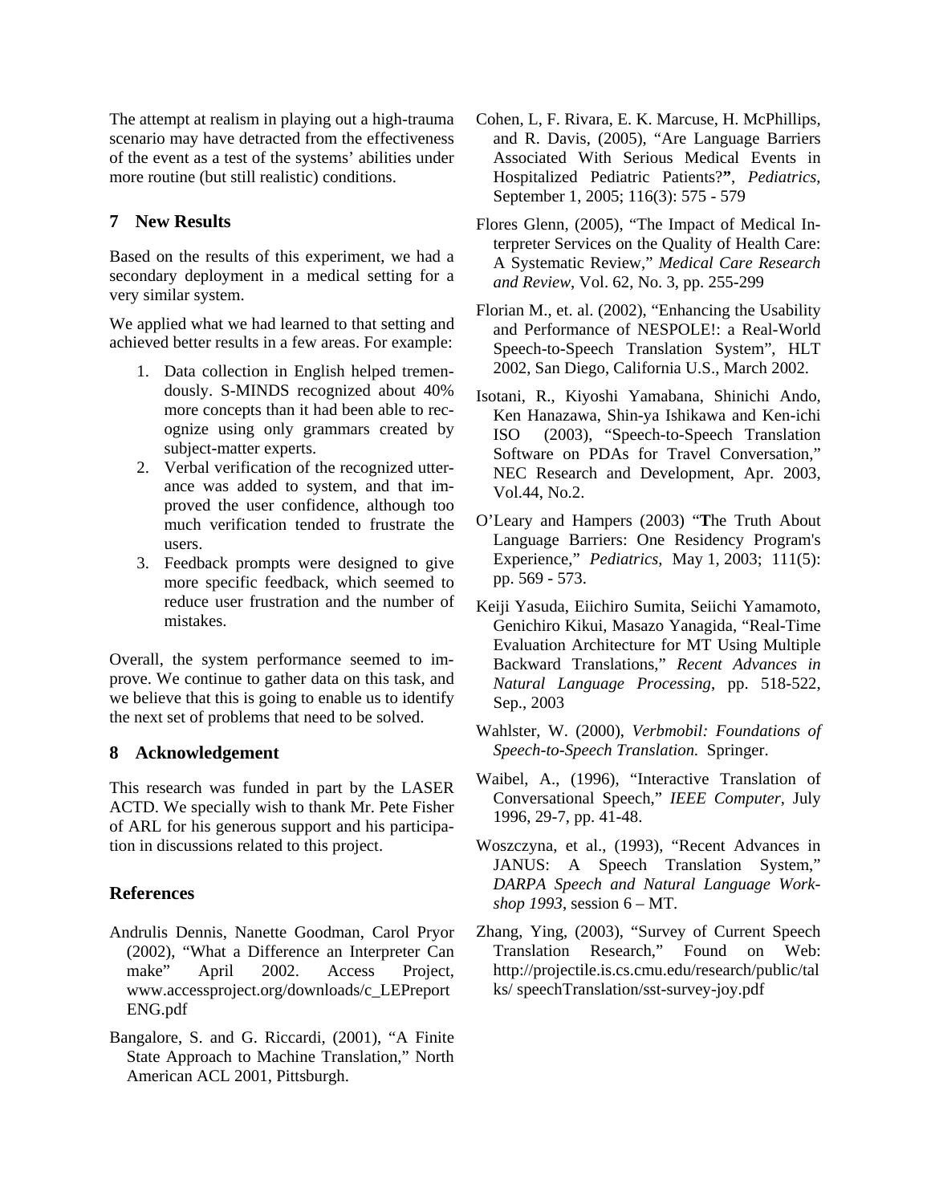The attempt at realism in playing out a high-trauma scenario may have detracted from the effectiveness of the event as a test of the systems' abilities under more routine (but still realistic) conditions.

## 7 New Results

Based on the results of this experiment, we had a secondary deployment in a medical setting for a very similar system.

We applied what we had learned to that setting and achieved better results in a few areas. For example:

1. Data collection in English helped tremendously. S-MINDS recognized about 40% more concepts than it had been able to recognize using only grammars created by subject-matter experts.
2. Verbal verification of the recognized utterance was added to system, and that improved the user confidence, although too much verification tended to frustrate the users.
3. Feedback prompts were designed to give more specific feedback, which seemed to reduce user frustration and the number of mistakes.

Overall, the system performance seemed to improve. We continue to gather data on this task, and we believe that this is going to enable us to identify the next set of problems that need to be solved.

## 8 Acknowledgement

This research was funded in part by the LASER ACTD. We specially wish to thank Mr. Pete Fisher of ARL for his generous support and his participation in discussions related to this project.

## References

Andrulis Dennis, Nanette Goodman, Carol Pryor (2002), "What a Difference an Interpreter Can make" April 2002. Access Project, www.accessproject.org/downloads/c_LEPreportENG.pdf

Bangalore, S. and G. Riccardi, (2001), "A Finite State Approach to Machine Translation," North American ACL 2001, Pittsburgh.

Cohen, L, F. Rivara, E. K. Marcuse, H. McPhillips, and R. Davis, (2005), "Are Language Barriers Associated With Serious Medical Events in Hospitalized Pediatric Patients?", *Pediatrics*, September 1, 2005; 116(3): 575 - 579

Flores Glenn, (2005), "The Impact of Medical Interpreter Services on the Quality of Health Care: A Systematic Review," *Medical Care Research and Review*, Vol. 62, No. 3, pp. 255-299

Florian M., et. al. (2002), "Enhancing the Usability and Performance of NESPOLE!: a Real-World Speech-to-Speech Translation System", HLT 2002, San Diego, California U.S., March 2002.

Isotani, R., Kiyoshi Yamabana, Shinichi Ando, Ken Hanazawa, Shin-ya Ishikawa and Ken-ichi ISO (2003), "Speech-to-Speech Translation Software on PDAs for Travel Conversation," NEC Research and Development, Apr. 2003, Vol.44, No.2.

O'Leary and Hampers (2003) "The Truth About Language Barriers: One Residency Program's Experience," *Pediatrics*, May 1, 2003; 111(5): pp. 569 - 573.

Keiji Yasuda, Eiichiro Sumita, Seiichi Yamamoto, Genichiro Kikui, Masazo Yanagida, "Real-Time Evaluation Architecture for MT Using Multiple Backward Translations," *Recent Advances in Natural Language Processing*, pp. 518-522, Sep., 2003

Wahlster, W. (2000), *Verbmobil: Foundations of Speech-to-Speech Translation.* Springer.

Waibel, A., (1996), "Interactive Translation of Conversational Speech," *IEEE Computer*, July 1996, 29-7, pp. 41-48.

Woszczyna, et al., (1993), "Recent Advances in JANUS: A Speech Translation System," *DARPA Speech and Natural Language Workshop 1993*, session 6 – MT.

Zhang, Ying, (2003), "Survey of Current Speech Translation Research," Found on Web: http://projectile.is.cs.cmu.edu/research/public/talks/ speechTranslation/sst-survey-joy.pdf